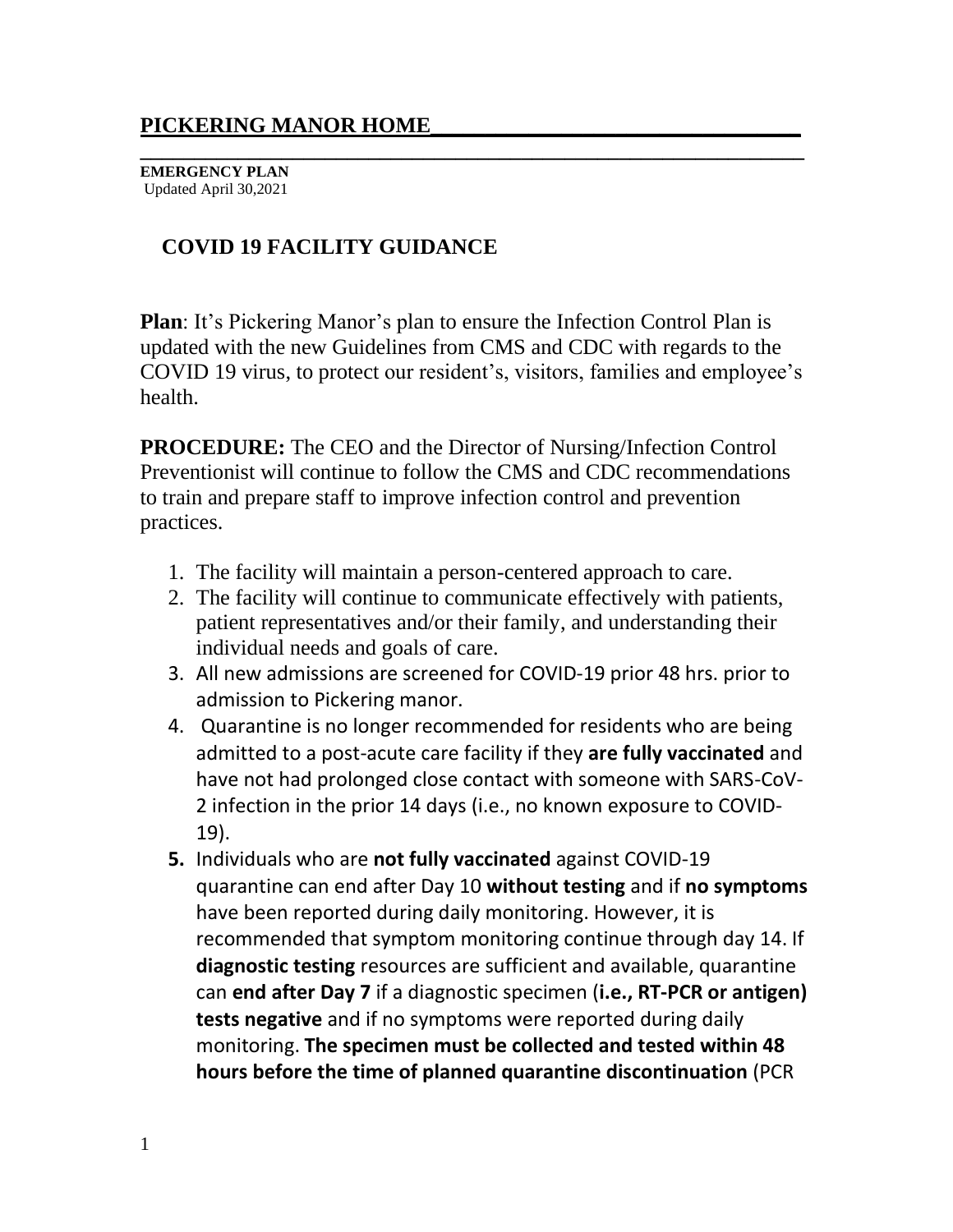# PICKERING MANOR HOME

**EMERGENCY PLAN**
Updated April 30,2021

## COVID 19 FACILITY GUIDANCE

**Plan**: It's Pickering Manor's plan to ensure the Infection Control Plan is updated with the new Guidelines from CMS and CDC with regards to the COVID 19 virus, to protect our resident's, visitors, families and employee's health.

**PROCEDURE:** The CEO and the Director of Nursing/Infection Control Preventionist will continue to follow the CMS and CDC recommendations to train and prepare staff to improve infection control and prevention practices.

1. The facility will maintain a person-centered approach to care.
2. The facility will continue to communicate effectively with patients, patient representatives and/or their family, and understanding their individual needs and goals of care.
3. All new admissions are screened for COVID-19 prior 48 hrs. prior to admission to Pickering manor.
4. Quarantine is no longer recommended for residents who are being admitted to a post-acute care facility if they **are fully vaccinated** and have not had prolonged close contact with someone with SARS-CoV-2 infection in the prior 14 days (i.e., no known exposure to COVID-19).
5. Individuals who are **not fully vaccinated** against COVID-19 quarantine can end after Day 10 **without testing** and if **no symptoms** have been reported during daily monitoring. However, it is recommended that symptom monitoring continue through day 14. If **diagnostic testing** resources are sufficient and available, quarantine can **end after Day 7** if a diagnostic specimen (**i.e., RT-PCR or antigen) tests negative** and if no symptoms were reported during daily monitoring. **The specimen must be collected and tested within 48 hours before the time of planned quarantine discontinuation** (PCR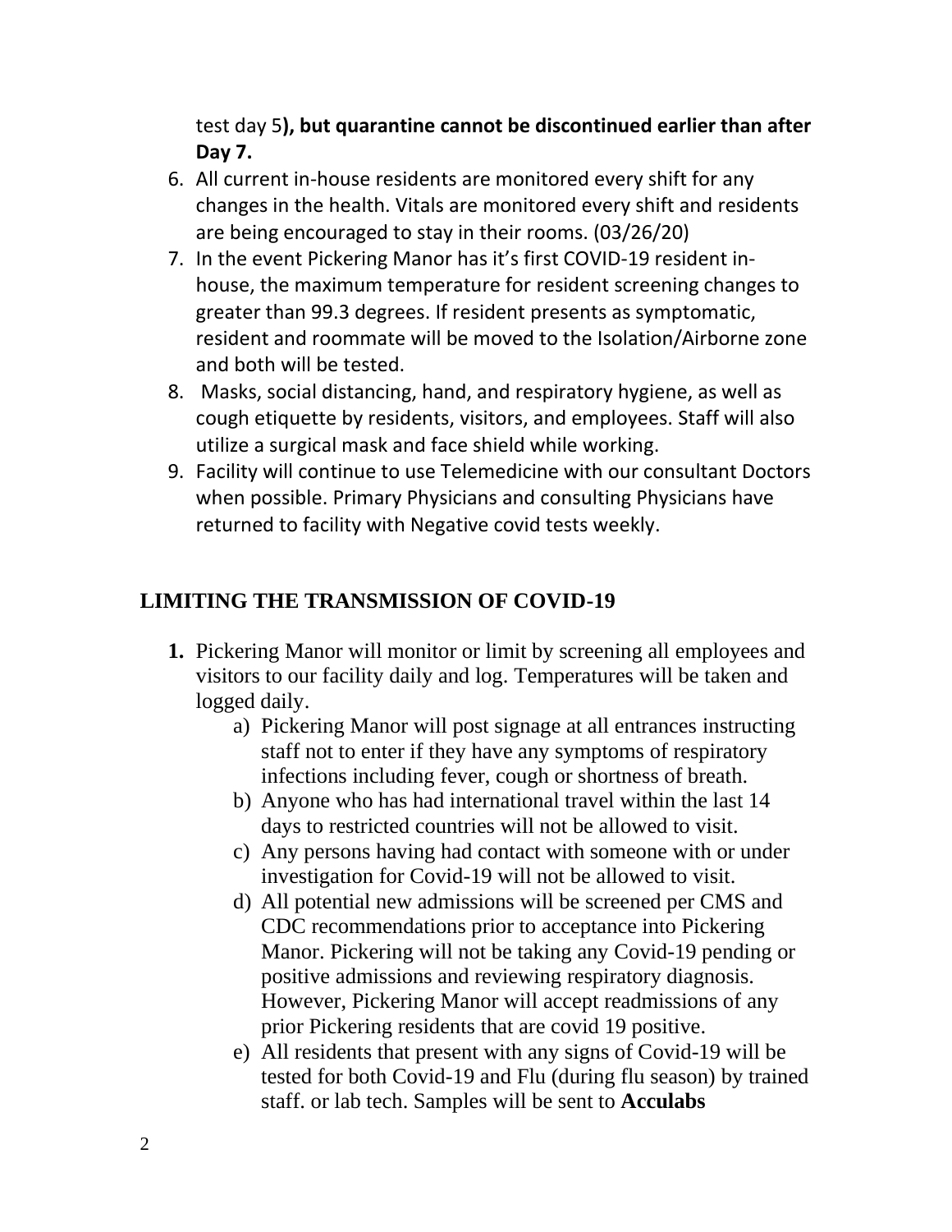test day 5**), but quarantine cannot be discontinued earlier than after Day 7.**

6. All current in-house residents are monitored every shift for any changes in the health. Vitals are monitored every shift and residents are being encouraged to stay in their rooms. (03/26/20)
7. In the event Pickering Manor has it's first COVID-19 resident in-house, the maximum temperature for resident screening changes to greater than 99.3 degrees. If resident presents as symptomatic, resident and roommate will be moved to the Isolation/Airborne zone and both will be tested.
8. Masks, social distancing, hand, and respiratory hygiene, as well as cough etiquette by residents, visitors, and employees. Staff will also utilize a surgical mask and face shield while working.
9. Facility will continue to use Telemedicine with our consultant Doctors when possible. Primary Physicians and consulting Physicians have returned to facility with Negative covid tests weekly.

## LIMITING THE TRANSMISSION OF COVID-19

1. Pickering Manor will monitor or limit by screening all employees and visitors to our facility daily and log. Temperatures will be taken and logged daily.
    a) Pickering Manor will post signage at all entrances instructing staff not to enter if they have any symptoms of respiratory infections including fever, cough or shortness of breath.
    b) Anyone who has had international travel within the last 14 days to restricted countries will not be allowed to visit.
    c) Any persons having had contact with someone with or under investigation for Covid-19 will not be allowed to visit.
    d) All potential new admissions will be screened per CMS and CDC recommendations prior to acceptance into Pickering Manor. Pickering will not be taking any Covid-19 pending or positive admissions and reviewing respiratory diagnosis. However, Pickering Manor will accept readmissions of any prior Pickering residents that are covid 19 positive.
    e) All residents that present with any signs of Covid-19 will be tested for both Covid-19 and Flu (during flu season) by trained staff. or lab tech. Samples will be sent to **Acculabs**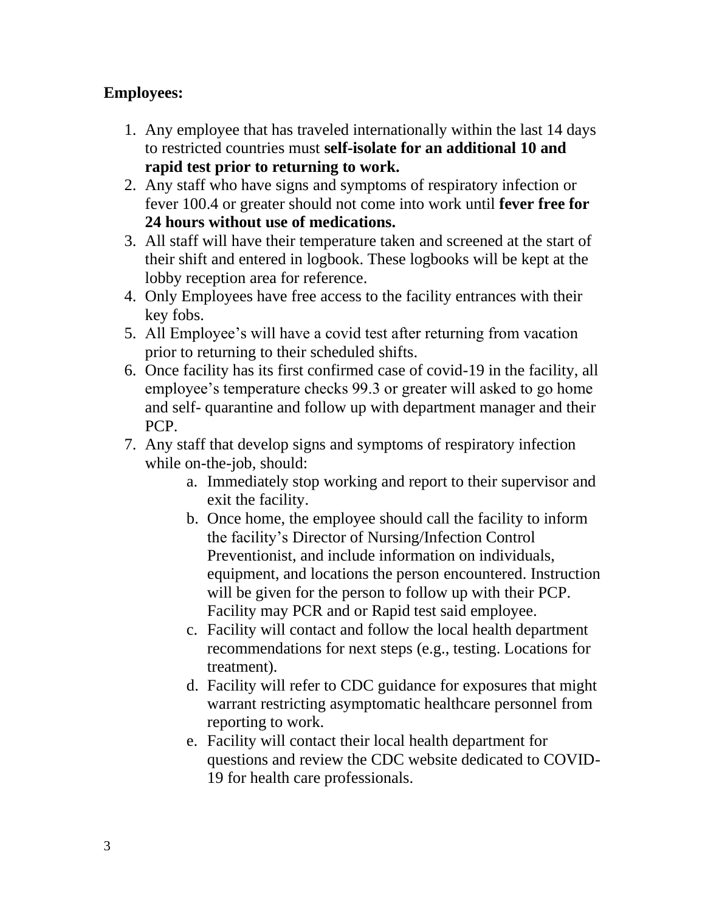**Employees:**

1. Any employee that has traveled internationally within the last 14 days to restricted countries must **self-isolate for an additional 10 and rapid test prior to returning to work.**
2. Any staff who have signs and symptoms of respiratory infection or fever 100.4 or greater should not come into work until **fever free for 24 hours without use of medications.**
3. All staff will have their temperature taken and screened at the start of their shift and entered in logbook. These logbooks will be kept at the lobby reception area for reference.
4. Only Employees have free access to the facility entrances with their key fobs.
5. All Employee's will have a covid test after returning from vacation prior to returning to their scheduled shifts.
6. Once facility has its first confirmed case of covid-19 in the facility, all employee's temperature checks 99.3 or greater will asked to go home and self- quarantine and follow up with department manager and their PCP.
7. Any staff that develop signs and symptoms of respiratory infection while on-the-job, should:
    a. Immediately stop working and report to their supervisor and exit the facility.
    b. Once home, the employee should call the facility to inform the facility's Director of Nursing/Infection Control Preventionist, and include information on individuals, equipment, and locations the person encountered. Instruction will be given for the person to follow up with their PCP. Facility may PCR and or Rapid test said employee.
    c. Facility will contact and follow the local health department recommendations for next steps (e.g., testing. Locations for treatment).
    d. Facility will refer to CDC guidance for exposures that might warrant restricting asymptomatic healthcare personnel from reporting to work.
    e. Facility will contact their local health department for questions and review the CDC website dedicated to COVID-19 for health care professionals.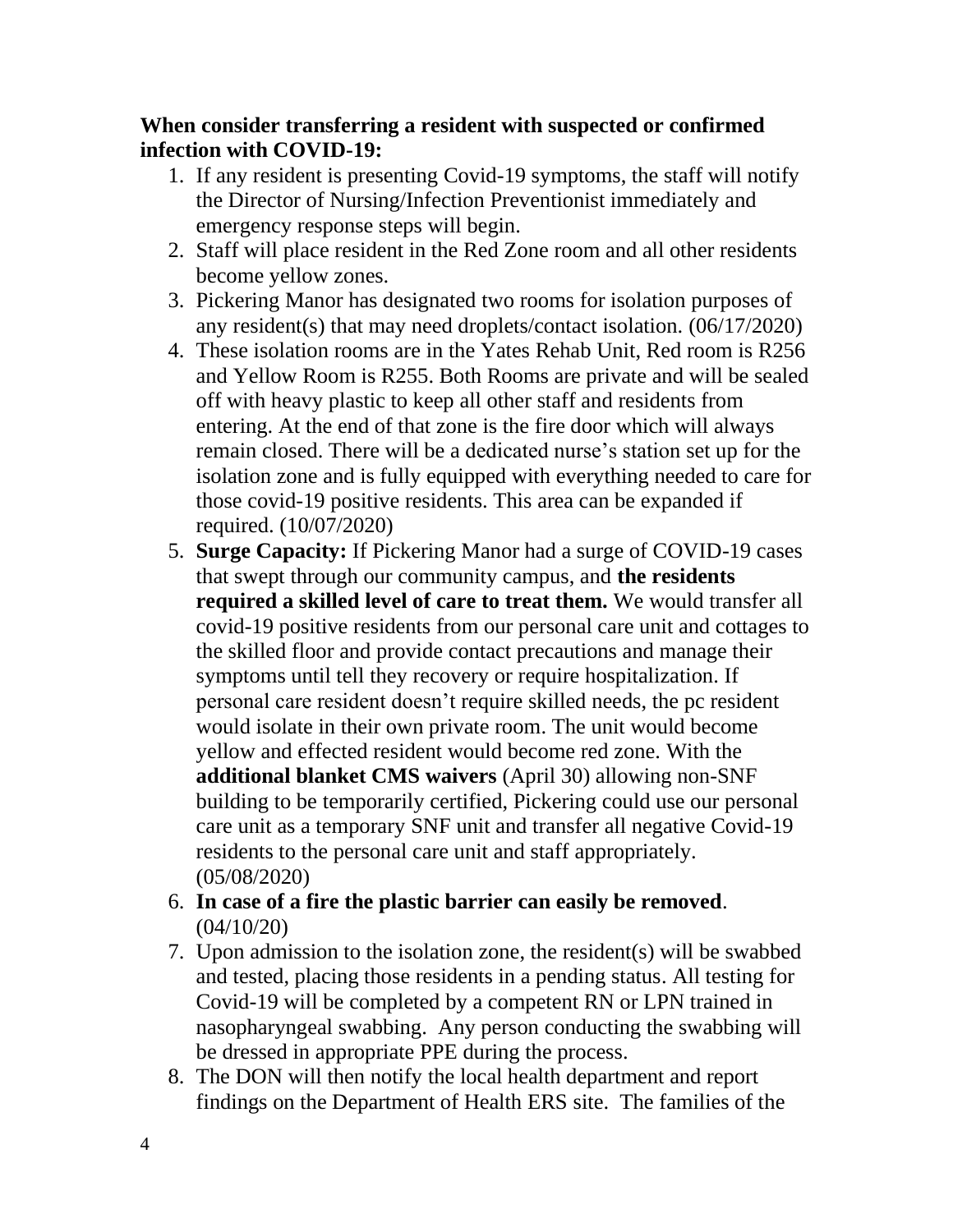**When consider transferring a resident with suspected or confirmed infection with COVID-19:**

1. If any resident is presenting Covid-19 symptoms, the staff will notify the Director of Nursing/Infection Preventionist immediately and emergency response steps will begin.
2. Staff will place resident in the Red Zone room and all other residents become yellow zones.
3. Pickering Manor has designated two rooms for isolation purposes of any resident(s) that may need droplets/contact isolation. (06/17/2020)
4. These isolation rooms are in the Yates Rehab Unit, Red room is R256 and Yellow Room is R255. Both Rooms are private and will be sealed off with heavy plastic to keep all other staff and residents from entering. At the end of that zone is the fire door which will always remain closed. There will be a dedicated nurse's station set up for the isolation zone and is fully equipped with everything needed to care for those covid-19 positive residents. This area can be expanded if required. (10/07/2020)
5. **Surge Capacity:** If Pickering Manor had a surge of COVID-19 cases that swept through our community campus, and **the residents required a skilled level of care to treat them.** We would transfer all covid-19 positive residents from our personal care unit and cottages to the skilled floor and provide contact precautions and manage their symptoms until tell they recovery or require hospitalization. If personal care resident doesn't require skilled needs, the pc resident would isolate in their own private room. The unit would become yellow and effected resident would become red zone. With the **additional blanket CMS waivers** (April 30) allowing non-SNF building to be temporarily certified, Pickering could use our personal care unit as a temporary SNF unit and transfer all negative Covid-19 residents to the personal care unit and staff appropriately. (05/08/2020)
6. **In case of a fire the plastic barrier can easily be removed**. (04/10/20)
7. Upon admission to the isolation zone, the resident(s) will be swabbed and tested, placing those residents in a pending status. All testing for Covid-19 will be completed by a competent RN or LPN trained in nasopharyngeal swabbing. Any person conducting the swabbing will be dressed in appropriate PPE during the process.
8. The DON will then notify the local health department and report findings on the Department of Health ERS site. The families of the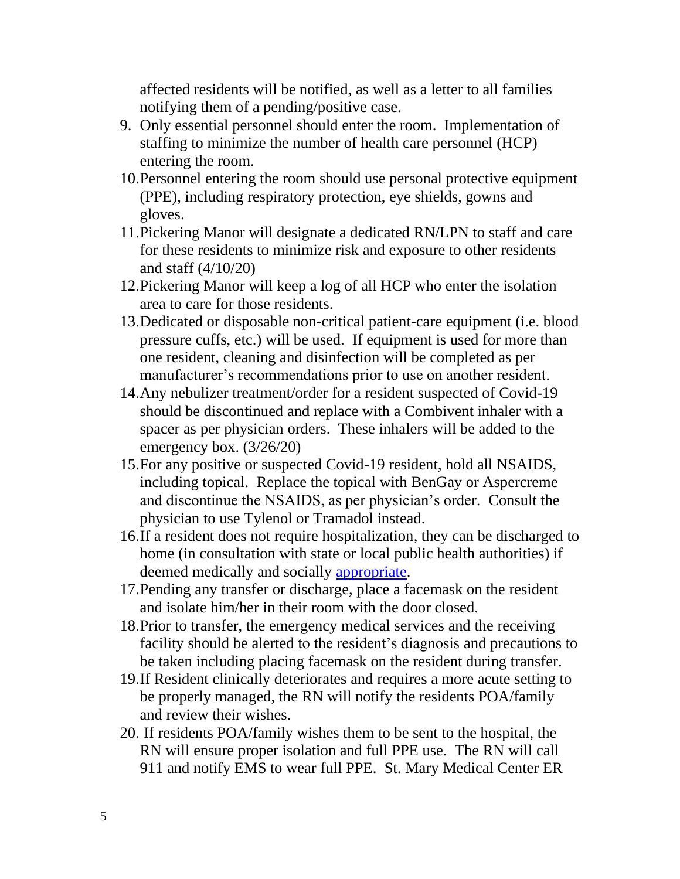affected residents will be notified, as well as a letter to all families notifying them of a pending/positive case.

9. Only essential personnel should enter the room. Implementation of staffing to minimize the number of health care personnel (HCP) entering the room.
10. Personnel entering the room should use personal protective equipment (PPE), including respiratory protection, eye shields, gowns and gloves.
11. Pickering Manor will designate a dedicated RN/LPN to staff and care for these residents to minimize risk and exposure to other residents and staff (4/10/20)
12. Pickering Manor will keep a log of all HCP who enter the isolation area to care for those residents.
13. Dedicated or disposable non-critical patient-care equipment (i.e. blood pressure cuffs, etc.) will be used. If equipment is used for more than one resident, cleaning and disinfection will be completed as per manufacturer's recommendations prior to use on another resident.
14. Any nebulizer treatment/order for a resident suspected of Covid-19 should be discontinued and replace with a Combivent inhaler with a spacer as per physician orders. These inhalers will be added to the emergency box. (3/26/20)
15. For any positive or suspected Covid-19 resident, hold all NSAIDS, including topical. Replace the topical with BenGay or Aspercreme and discontinue the NSAIDS, as per physician's order. Consult the physician to use Tylenol or Tramadol instead.
16. If a resident does not require hospitalization, they can be discharged to home (in consultation with state or local public health authorities) if deemed medically and socially appropriate.
17. Pending any transfer or discharge, place a facemask on the resident and isolate him/her in their room with the door closed.
18. Prior to transfer, the emergency medical services and the receiving facility should be alerted to the resident's diagnosis and precautions to be taken including placing facemask on the resident during transfer.
19. If Resident clinically deteriorates and requires a more acute setting to be properly managed, the RN will notify the residents POA/family and review their wishes.
20. If residents POA/family wishes them to be sent to the hospital, the RN will ensure proper isolation and full PPE use. The RN will call 911 and notify EMS to wear full PPE. St. Mary Medical Center ER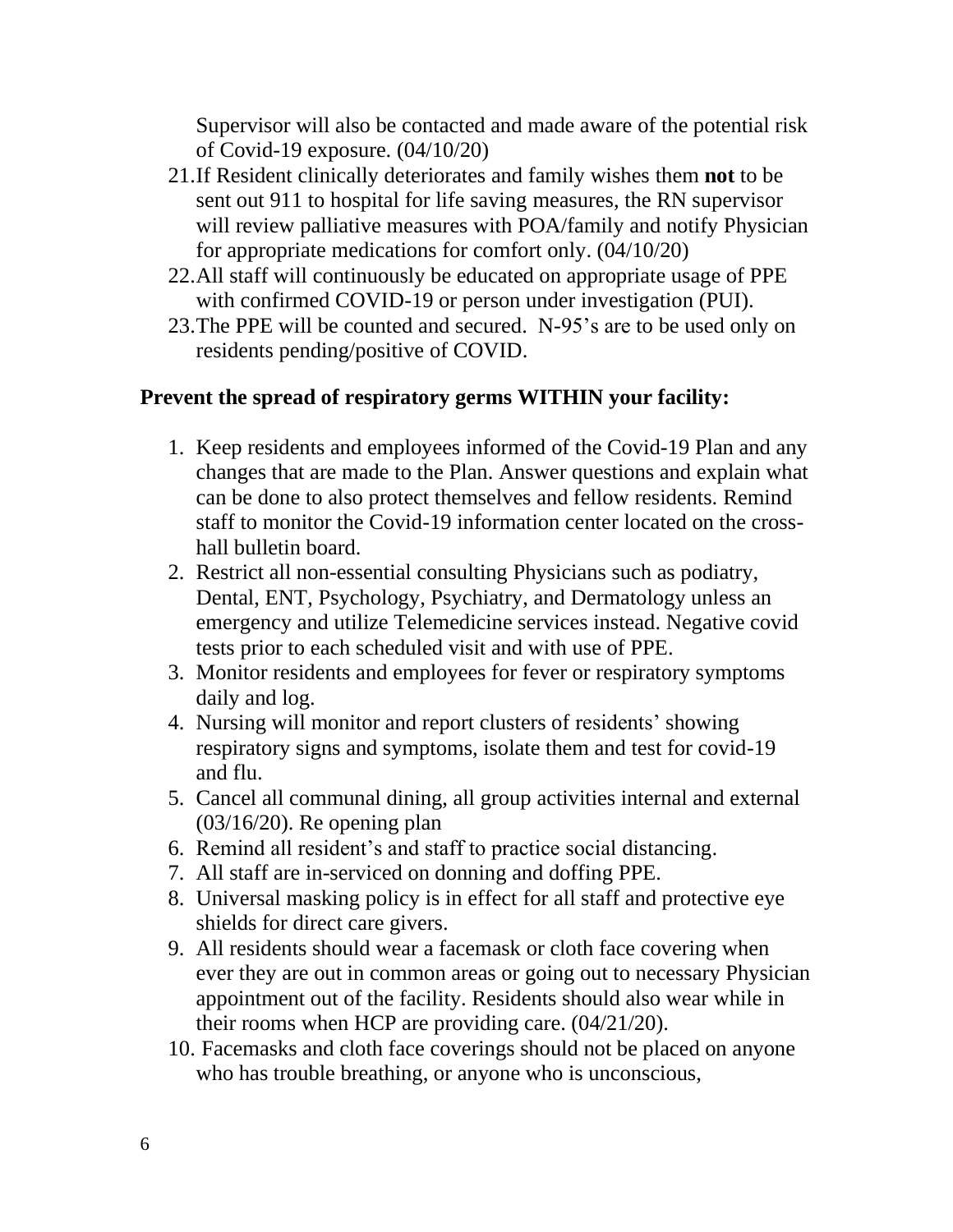Supervisor will also be contacted and made aware of the potential risk of Covid-19 exposure. (04/10/20)

21. If Resident clinically deteriorates and family wishes them **not** to be sent out 911 to hospital for life saving measures, the RN supervisor will review palliative measures with POA/family and notify Physician for appropriate medications for comfort only. (04/10/20)
22. All staff will continuously be educated on appropriate usage of PPE with confirmed COVID-19 or person under investigation (PUI).
23. The PPE will be counted and secured. N-95's are to be used only on residents pending/positive of COVID.

**Prevent the spread of respiratory germs WITHIN your facility:**

1. Keep residents and employees informed of the Covid-19 Plan and any changes that are made to the Plan. Answer questions and explain what can be done to also protect themselves and fellow residents. Remind staff to monitor the Covid-19 information center located on the cross-hall bulletin board.
2. Restrict all non-essential consulting Physicians such as podiatry, Dental, ENT, Psychology, Psychiatry, and Dermatology unless an emergency and utilize Telemedicine services instead. Negative covid tests prior to each scheduled visit and with use of PPE.
3. Monitor residents and employees for fever or respiratory symptoms daily and log.
4. Nursing will monitor and report clusters of residents' showing respiratory signs and symptoms, isolate them and test for covid-19 and flu.
5. Cancel all communal dining, all group activities internal and external (03/16/20). Re opening plan
6. Remind all resident's and staff to practice social distancing.
7. All staff are in-serviced on donning and doffing PPE.
8. Universal masking policy is in effect for all staff and protective eye shields for direct care givers.
9. All residents should wear a facemask or cloth face covering when ever they are out in common areas or going out to necessary Physician appointment out of the facility. Residents should also wear while in their rooms when HCP are providing care. (04/21/20).
10. Facemasks and cloth face coverings should not be placed on anyone who has trouble breathing, or anyone who is unconscious,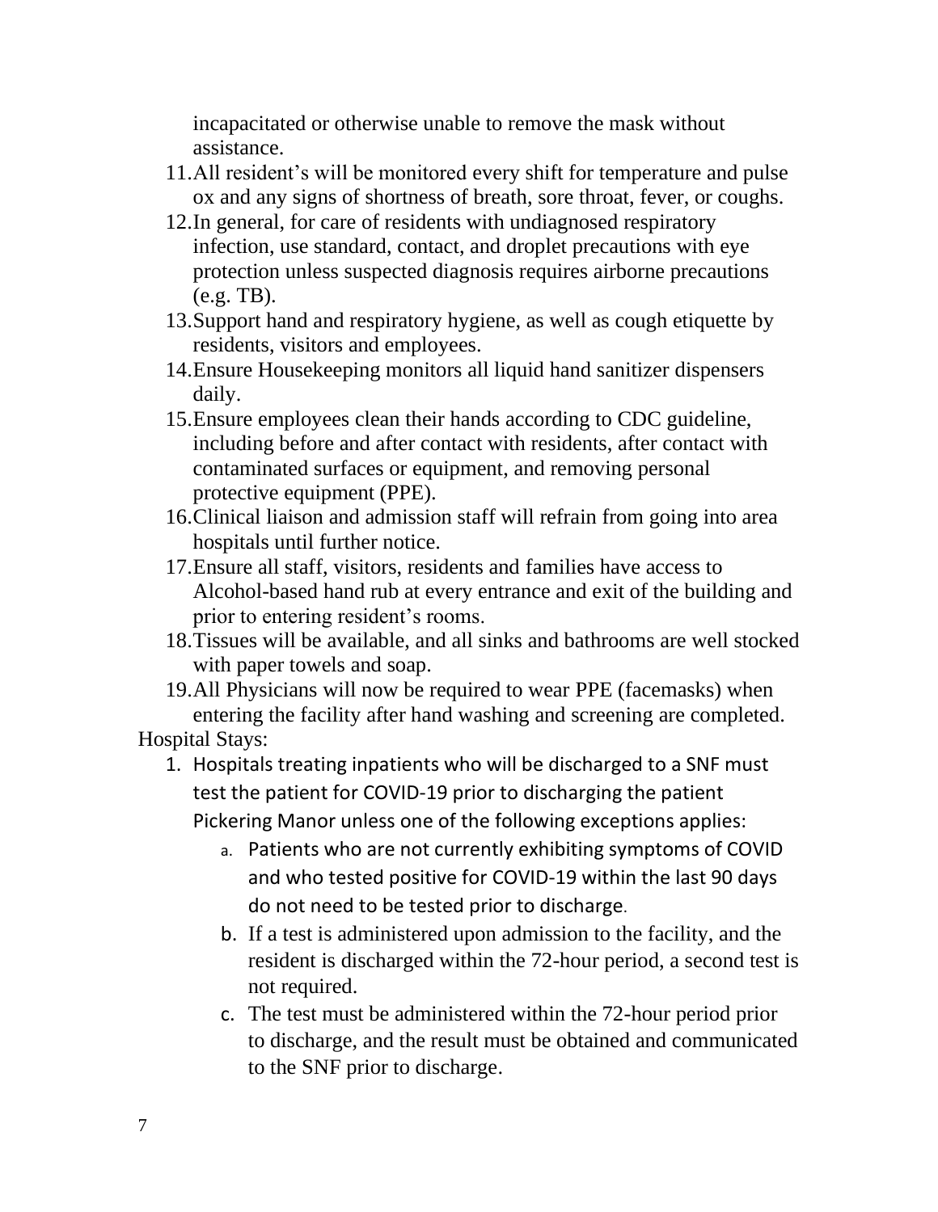incapacitated or otherwise unable to remove the mask without assistance.

11. All resident's will be monitored every shift for temperature and pulse ox and any signs of shortness of breath, sore throat, fever, or coughs.
12. In general, for care of residents with undiagnosed respiratory infection, use standard, contact, and droplet precautions with eye protection unless suspected diagnosis requires airborne precautions (e.g. TB).
13. Support hand and respiratory hygiene, as well as cough etiquette by residents, visitors and employees.
14. Ensure Housekeeping monitors all liquid hand sanitizer dispensers daily.
15. Ensure employees clean their hands according to CDC guideline, including before and after contact with residents, after contact with contaminated surfaces or equipment, and removing personal protective equipment (PPE).
16. Clinical liaison and admission staff will refrain from going into area hospitals until further notice.
17. Ensure all staff, visitors, residents and families have access to Alcohol-based hand rub at every entrance and exit of the building and prior to entering resident's rooms.
18. Tissues will be available, and all sinks and bathrooms are well stocked with paper towels and soap.
19. All Physicians will now be required to wear PPE (facemasks) when entering the facility after hand washing and screening are completed.

Hospital Stays:

1. Hospitals treating inpatients who will be discharged to a SNF must test the patient for COVID-19 prior to discharging the patient Pickering Manor unless one of the following exceptions applies:
    a. Patients who are not currently exhibiting symptoms of COVID and who tested positive for COVID-19 within the last 90 days do not need to be tested prior to discharge.
    b. If a test is administered upon admission to the facility, and the resident is discharged within the 72-hour period, a second test is not required.
    c. The test must be administered within the 72-hour period prior to discharge, and the result must be obtained and communicated to the SNF prior to discharge.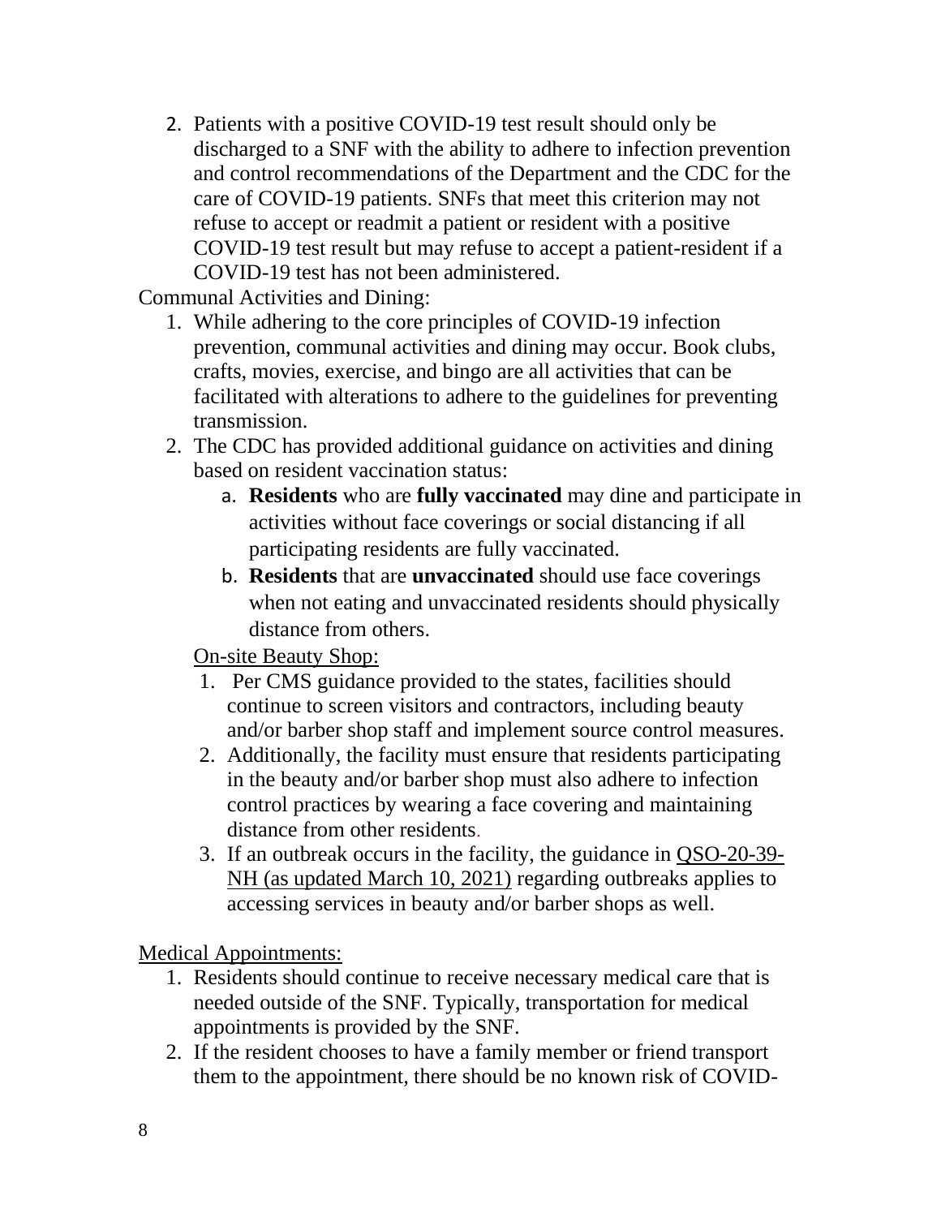2. Patients with a positive COVID-19 test result should only be discharged to a SNF with the ability to adhere to infection prevention and control recommendations of the Department and the CDC for the care of COVID-19 patients. SNFs that meet this criterion may not refuse to accept or readmit a patient or resident with a positive COVID-19 test result but may refuse to accept a patient-resident if a COVID-19 test has not been administered.

Communal Activities and Dining:

1. While adhering to the core principles of COVID-19 infection prevention, communal activities and dining may occur. Book clubs, crafts, movies, exercise, and bingo are all activities that can be facilitated with alterations to adhere to the guidelines for preventing transmission.
2. The CDC has provided additional guidance on activities and dining based on resident vaccination status:
   a. **Residents** who are **fully vaccinated** may dine and participate in activities without face coverings or social distancing if all participating residents are fully vaccinated.
   b. **Residents** that are **unvaccinated** should use face coverings when not eating and unvaccinated residents should physically distance from others.

On-site Beauty Shop:

1. Per CMS guidance provided to the states, facilities should continue to screen visitors and contractors, including beauty and/or barber shop staff and implement source control measures.
2. Additionally, the facility must ensure that residents participating in the beauty and/or barber shop must also adhere to infection control practices by wearing a face covering and maintaining distance from other residents.
3. If an outbreak occurs in the facility, the guidance in QSO-20-39-NH (as updated March 10, 2021) regarding outbreaks applies to accessing services in beauty and/or barber shops as well.

Medical Appointments:

1. Residents should continue to receive necessary medical care that is needed outside of the SNF. Typically, transportation for medical appointments is provided by the SNF.
2. If the resident chooses to have a family member or friend transport them to the appointment, there should be no known risk of COVID-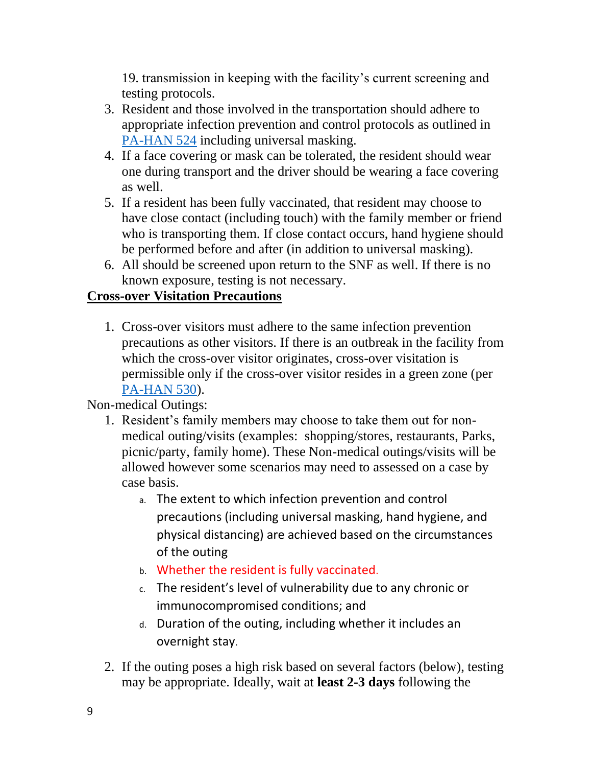19. transmission in keeping with the facility's current screening and testing protocols.

3. Resident and those involved in the transportation should adhere to appropriate infection prevention and control protocols as outlined in [PA-HAN 524] including universal masking.
4. If a face covering or mask can be tolerated, the resident should wear one during transport and the driver should be wearing a face covering as well.
5. If a resident has been fully vaccinated, that resident may choose to have close contact (including touch) with the family member or friend who is transporting them. If close contact occurs, hand hygiene should be performed before and after (in addition to universal masking).
6. All should be screened upon return to the SNF as well. If there is no known exposure, testing is not necessary.

**Cross-over Visitation Precautions**

1. Cross-over visitors must adhere to the same infection prevention precautions as other visitors. If there is an outbreak in the facility from which the cross-over visitor originates, cross-over visitation is permissible only if the cross-over visitor resides in a green zone (per [PA-HAN 530]).

Non-medical Outings:

1. Resident's family members may choose to take them out for non-medical outing/visits (examples: shopping/stores, restaurants, Parks, picnic/party, family home). These Non-medical outings/visits will be allowed however some scenarios may need to assessed on a case by case basis.
   a. The extent to which infection prevention and control precautions (including universal masking, hand hygiene, and physical distancing) are achieved based on the circumstances of the outing
   b. Whether the resident is fully vaccinated.
   c. The resident's level of vulnerability due to any chronic or immunocompromised conditions; and
   d. Duration of the outing, including whether it includes an overnight stay.
2. If the outing poses a high risk based on several factors (below), testing may be appropriate. Ideally, wait at **least 2-3 days** following the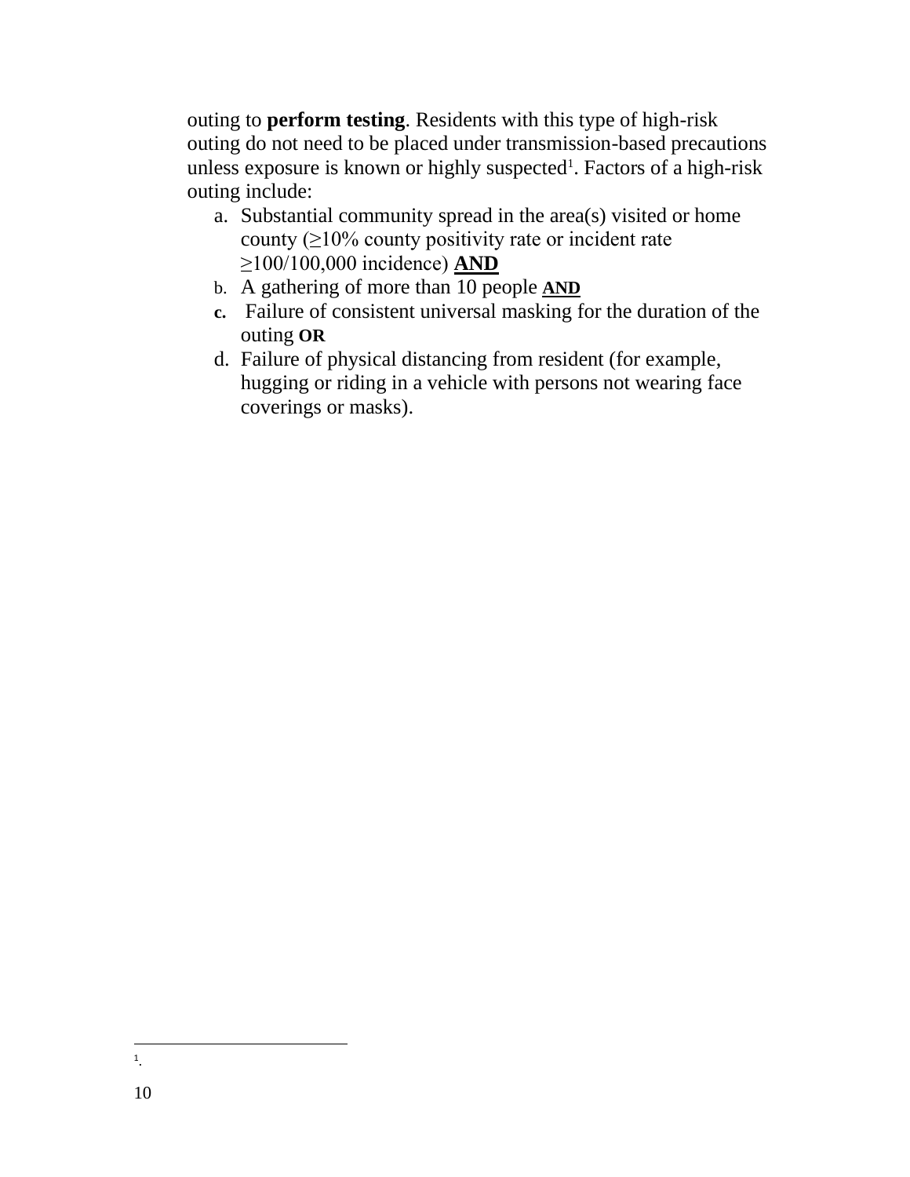outing to **perform testing**. Residents with this type of high-risk outing do not need to be placed under transmission-based precautions unless exposure is known or highly suspected[1]. Factors of a high-risk outing include:

a. Substantial community spread in the area(s) visited or home county (≥10% county positivity rate or incident rate ≥100/100,000 incidence) **AND**
b. A gathering of more than 10 people **AND**
c. Failure of consistent universal masking for the duration of the outing **OR**
d. Failure of physical distancing from resident (for example, hugging or riding in a vehicle with persons not wearing face coverings or masks).

---

[1].